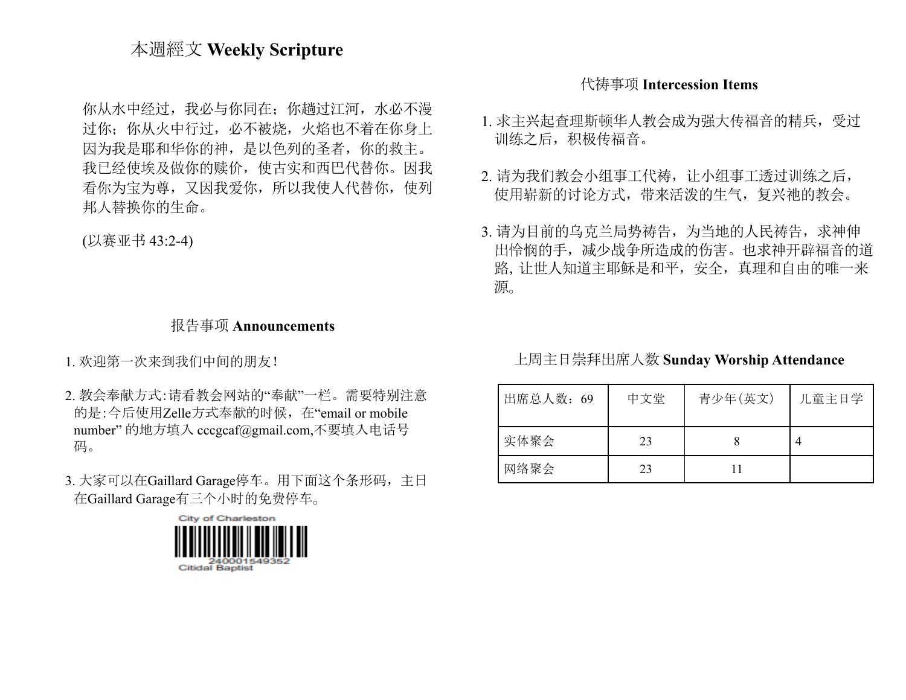## 本週經文 **Weekly Scripture**

你从水中经过，我必与你同在；你趟过江河，水必不漫过你；你从火中行过，必不被烧，火焰也不着在你身上因为我是耶和华你的神，是以色列的圣者，你的救主。我已经使埃及做你的赎价，使古实和西巴代替你。因我看你为宝为尊，又因我爱你，所以我使人代替你，使列邦人替换你的生命。

(以赛亚书 43:2-4)

## 报告事项 **Announcements**

1. 欢迎第一次来到我们中间的朋友!
2. 教会奉献方式:请看教会网站的“奉献”一栏。需要特别注意的是:今后使用Zelle方式奉献的时候，在“email or mobile number” 的地方填入 cccgcaf@gmail.com,不要填入电话号码。
3. 大家可以在Gaillard Garage停车。用下面这个条形码，主日在Gaillard Garage有三个小时的免费停车。

City of Charleston
240001549352
Citidal Baptist

## 代祷事项 **Intercession Items**

1. 求主兴起查理斯顿华人教会成为强大传福音的精兵，受过训练之后，积极传福音。
2. 请为我们教会小组事工代祷，让小组事工透过训练之后，使用崭新的讨论方式，带来活泼的生气，复兴祂的教会。
3. 请为目前的乌克兰局势祷告，为当地的人民祷告，求神伸出怜悯的手，减少战争所造成的伤害。也求神开辟福音的道路, 让世人知道主耶稣是和平，安全，真理和自由的唯一来源。

## 上周主日崇拜出席人数 **Sunday Worship Attendance**

| 出席总人数：69 | 中文堂 | 青少年(英文) | 儿童主日学 |
|---|---|---|---|
| 实体聚会 | 23 | 8 | 4 |
| 网络聚会 | 23 | 11 | |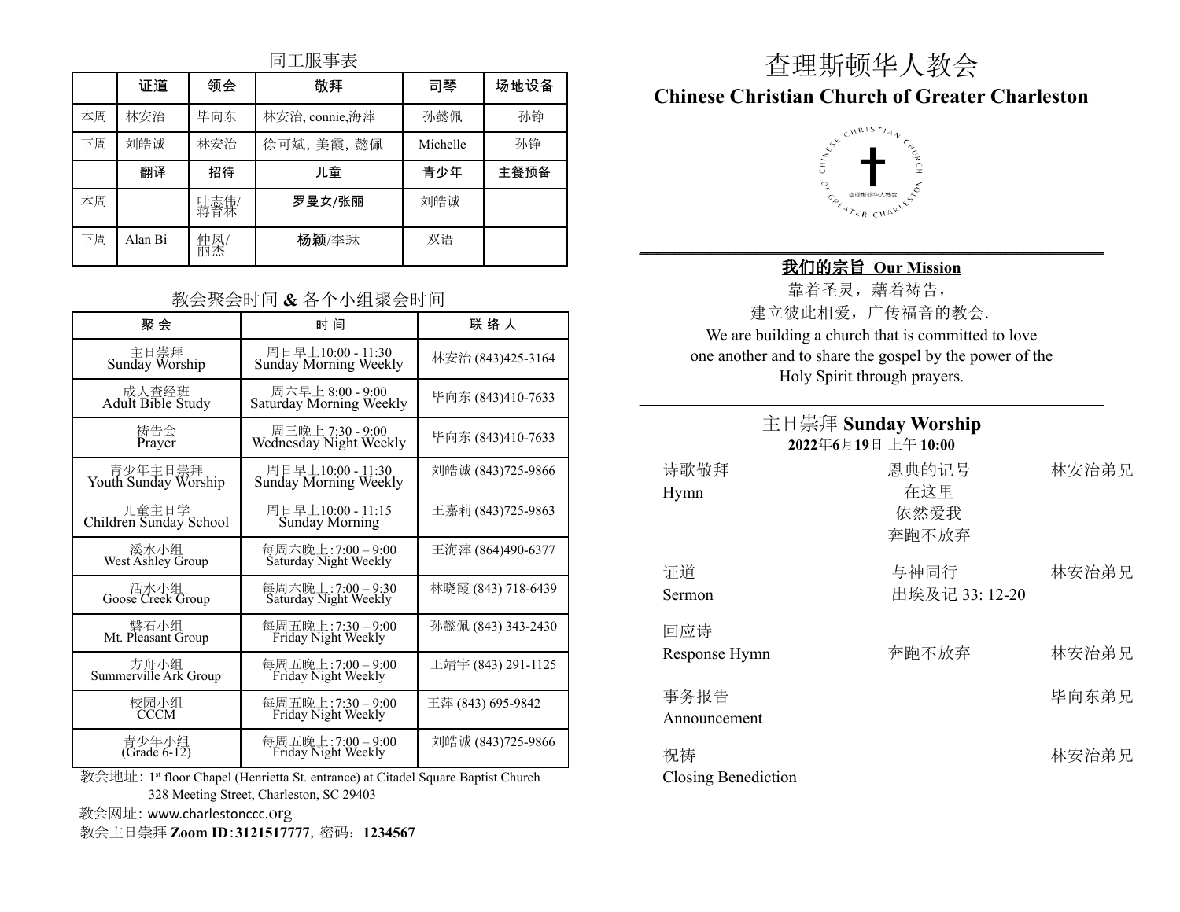同工服事表

| | 证道 | 领会 | 敬拜 | 司琴 | 场地设备 |
|---|---|---|---|---|---|
| 本周 | 林安治 | 毕向东 | 林安治, connie,海萍 | 孙懿佩 | 孙铮 |
| 下周 | 刘皓诚 | 林安治 | 徐可斌, 美霞, 懿佩 | Michelle | 孙铮 |
| | **翻译** | **招待** | **儿童** | **青少年** | **主餐预备** |
| 本周 | | 叶志伟/蒋育林 | 罗曼女/张丽 | 刘皓诚 | |
| 下周 | Alan Bi | 仲凤/丽杰 | **杨颖**/李琳 | 双语 | |

教会聚会时间 & 各个小组聚会时间

| 聚 会 | 时 间 | 联 络 人 |
|---|---|---|
| 主日崇拜 Sunday Worship | 周日早上10:00 - 11:30 Sunday Morning Weekly | 林安治 (843)425-3164 |
| 成人查经班 Adult Bible Study | 周六早上 8:00 - 9:00 Saturday Morning Weekly | 毕向东 (843)410-7633 |
| 祷告会 Prayer | 周三晚上 7:30 - 9:00 Wednesday Night Weekly | 毕向东 (843)410-7633 |
| 青少年主日崇拜 Youth Sunday Worship | 周日早上10:00 - 11:30 Sunday Morning Weekly | 刘皓诚 (843)725-9866 |
| 儿童主日学 Children Sunday School | 周日早上10:00 - 11:15 Sunday Morning | 王嘉莉 (843)725-9863 |
| 溪水小组 West Ashley Group | 每周六晚上: 7:00 – 9:00 Saturday Night Weekly | 王海萍 (864)490-6377 |
| 活水小组 Goose Creek Group | 每周六晚上: 7:00 – 9:30 Saturday Night Weekly | 林晓霞 (843) 718-6439 |
| 磐石小组 Mt. Pleasant Group | 每周五晚上: 7:30 – 9:00 Friday Night Weekly | 孙懿佩 (843) 343-2430 |
| 方舟小组 Summerville Ark Group | 每周五晚上: 7:00 – 9:00 Friday Night Weekly | 王靖宇 (843) 291-1125 |
| 校园小组 CCCM | 每周五晚上: 7:30 – 9:00 Friday Night Weekly | 王萍 (843) 695-9842 |
| 青少年小组 (Grade 6-12) | 每周五晚上: 7:00 – 9:00 Friday Night Weekly | 刘皓诚 (843)725-9866 |

教会地址: 1st floor Chapel (Henrietta St. entrance) at Citadel Square Baptist Church 328 Meeting Street, Charleston, SC 29403

教会网址: www.charlestonccc.org

教会主日崇拜 **Zoom ID**:**3121517777**, 密码: **1234567**

# 查理斯顿华人教会

## Chinese Christian Church of Greater Charleston

## 我们的宗旨 Our Mission

靠着圣灵，藉着祷告，
建立彼此相爱，广传福音的教会.
We are building a church that is committed to love one another and to share the gospel by the power of the Holy Spirit through prayers.

## 主日崇拜 Sunday Worship

**2022**年**6**月**19**日 上午 **10:00**

| | | |
|---|---|---|
| 诗歌敬拜 Hymn | 恩典的记号<br>在这里<br>依然爱我<br>奔跑不放弃 | 林安治弟兄 |
| 证道 Sermon | 与神同行<br>出埃及记 33: 12-20 | 林安治弟兄 |
| 回应诗 Response Hymn | 奔跑不放弃 | 林安治弟兄 |
| 事务报告 Announcement | | 毕向东弟兄 |
| 祝祷 Closing Benediction | | 林安治弟兄 |